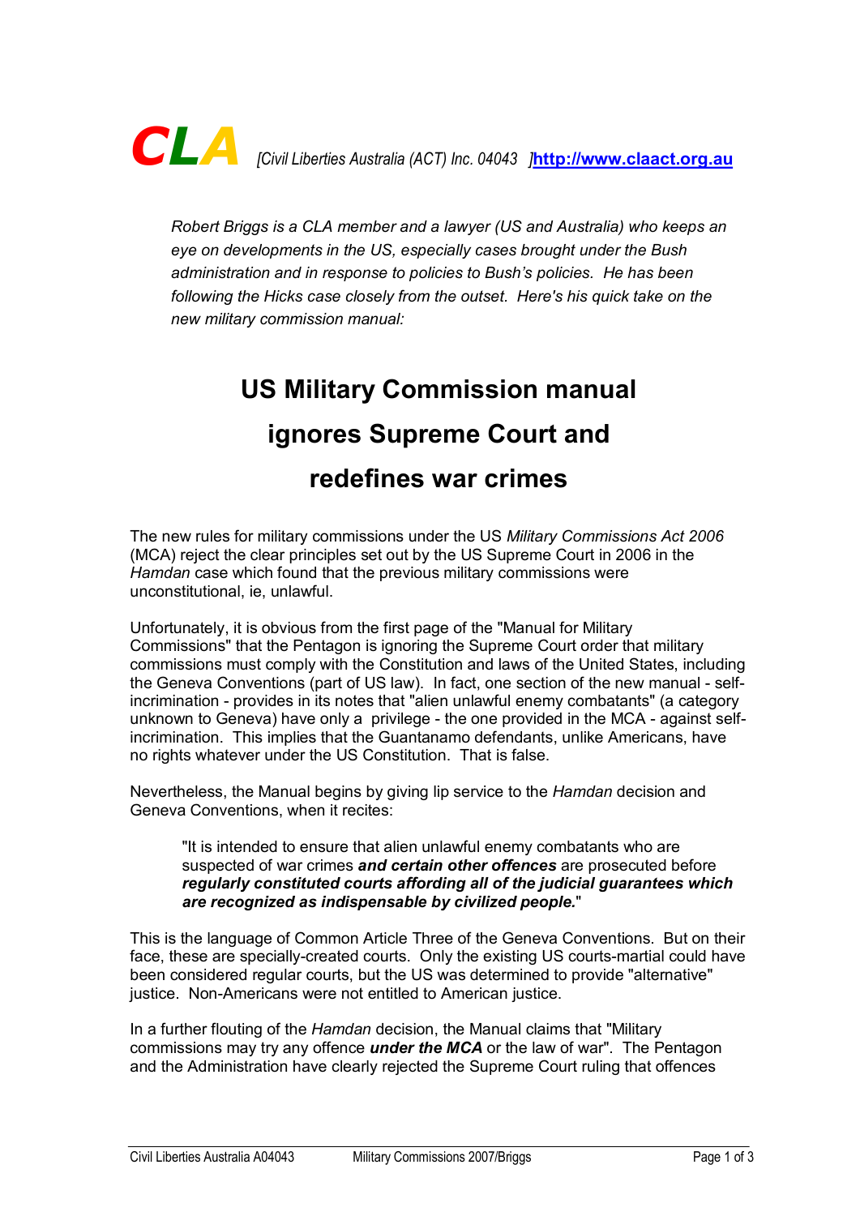**CLA** [Civil Liberties Australia (ACT) Inc. 04043 ]http://www.claact.org.au

*Robert Briggs is a CLA member and a lawyer (US and Australia) who keeps an eye on developments in the US, especially cases brought under the Bush administration and in response to policies to Bush's policies. He has been following the Hicks case closely from the outset. Here's his quick take on the new military commission manual:*

# US Military Commission manual ignores Supreme Court and redefines war crimes

The new rules for military commissions under the US *Military Commissions Act 2006* (MCA) reject the clear principles set out by the US Supreme Court in 2006 in the *Hamdan* case which found that the previous military commissions were unconstitutional, ie, unlawful.

Unfortunately, it is obvious from the first page of the "Manual for Military Commissions" that the Pentagon is ignoring the Supreme Court order that military commissions must comply with the Constitution and laws of the United States, including the Geneva Conventions (part of US law). In fact, one section of the new manual - self-incrimination - provides in its notes that "alien unlawful enemy combatants" (a category unknown to Geneva) have only a privilege - the one provided in the MCA - against self-incrimination. This implies that the Guantanamo defendants, unlike Americans, have no rights whatever under the US Constitution. That is false.

Nevertheless, the Manual begins by giving lip service to the *Hamdan* decision and Geneva Conventions, when it recites:

> "It is intended to ensure that alien unlawful enemy combatants who are suspected of war crimes ***and certain other offences*** are prosecuted before ***regularly constituted courts affording all of the judicial guarantees which are recognized as indispensable by civilized people.***"

This is the language of Common Article Three of the Geneva Conventions. But on their face, these are specially-created courts. Only the existing US courts-martial could have been considered regular courts, but the US was determined to provide "alternative" justice. Non-Americans were not entitled to American justice.

In a further flouting of the *Hamdan* decision, the Manual claims that "Military commissions may try any offence ***under the MCA*** or the law of war". The Pentagon and the Administration have clearly rejected the Supreme Court ruling that offences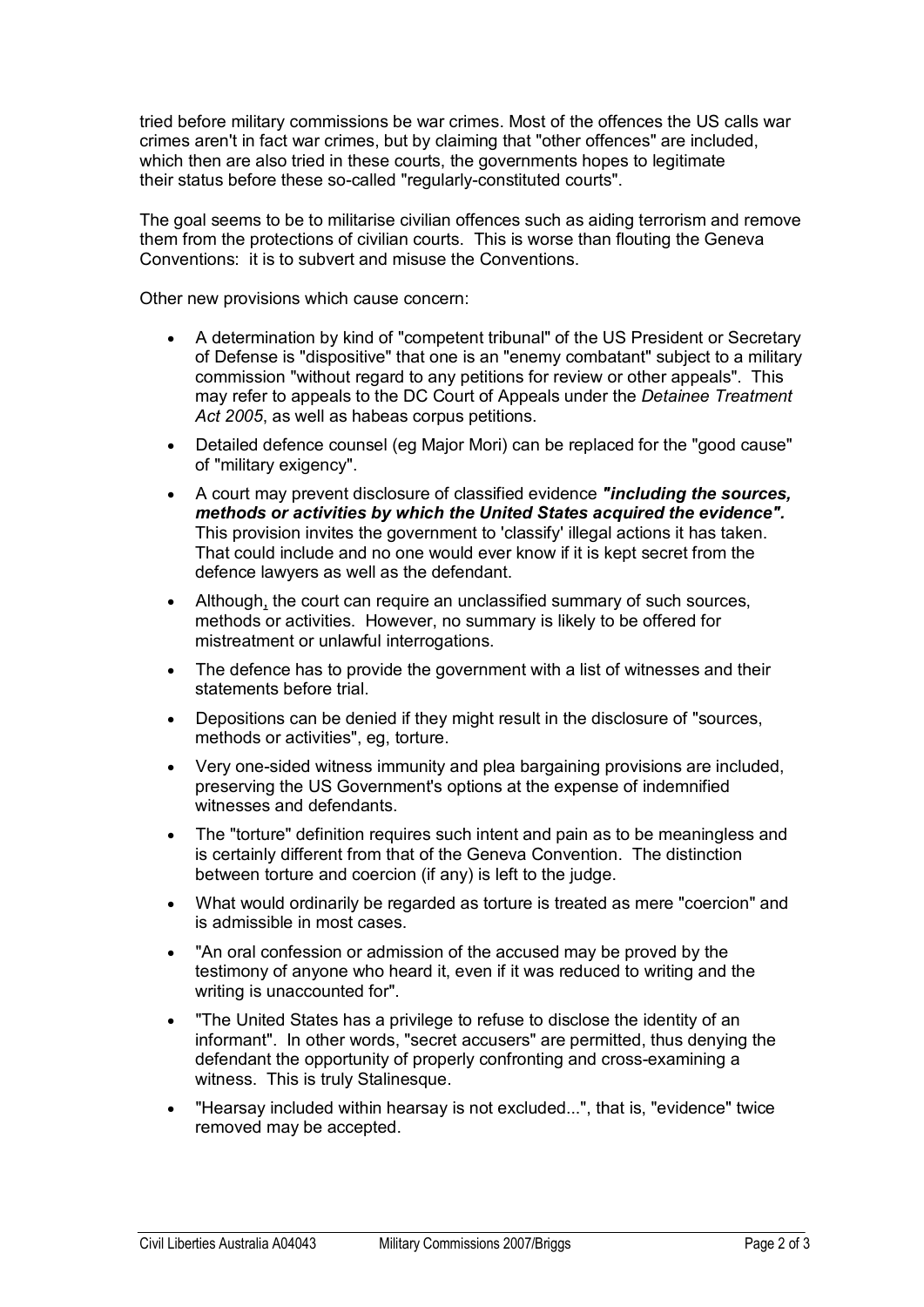tried before military commissions be war crimes. Most of the offences the US calls war crimes aren't in fact war crimes, but by claiming that "other offences" are included, which then are also tried in these courts, the governments hopes to legitimate their status before these so-called "regularly-constituted courts".

The goal seems to be to militarise civilian offences such as aiding terrorism and remove them from the protections of civilian courts. This is worse than flouting the Geneva Conventions: it is to subvert and misuse the Conventions.

Other new provisions which cause concern:

- A determination by kind of "competent tribunal" of the US President or Secretary of Defense is "dispositive" that one is an "enemy combatant" subject to a military commission "without regard to any petitions for review or other appeals". This may refer to appeals to the DC Court of Appeals under the *Detainee Treatment Act 2005*, as well as habeas corpus petitions.
- Detailed defence counsel (eg Major Mori) can be replaced for the "good cause" of "military exigency".
- A court may prevent disclosure of classified evidence ***"including the sources, methods or activities by which the United States acquired the evidence".*** This provision invites the government to 'classify' illegal actions it has taken. That could include and no one would ever know if it is kept secret from the defence lawyers as well as the defendant.
- Although, the court can require an unclassified summary of such sources, methods or activities. However, no summary is likely to be offered for mistreatment or unlawful interrogations.
- The defence has to provide the government with a list of witnesses and their statements before trial.
- Depositions can be denied if they might result in the disclosure of "sources, methods or activities", eg, torture.
- Very one-sided witness immunity and plea bargaining provisions are included, preserving the US Government's options at the expense of indemnified witnesses and defendants.
- The "torture" definition requires such intent and pain as to be meaningless and is certainly different from that of the Geneva Convention. The distinction between torture and coercion (if any) is left to the judge.
- What would ordinarily be regarded as torture is treated as mere "coercion" and is admissible in most cases.
- "An oral confession or admission of the accused may be proved by the testimony of anyone who heard it, even if it was reduced to writing and the writing is unaccounted for".
- "The United States has a privilege to refuse to disclose the identity of an informant". In other words, "secret accusers" are permitted, thus denying the defendant the opportunity of properly confronting and cross-examining a witness. This is truly Stalinesque.
- "Hearsay included within hearsay is not excluded...", that is, "evidence" twice removed may be accepted.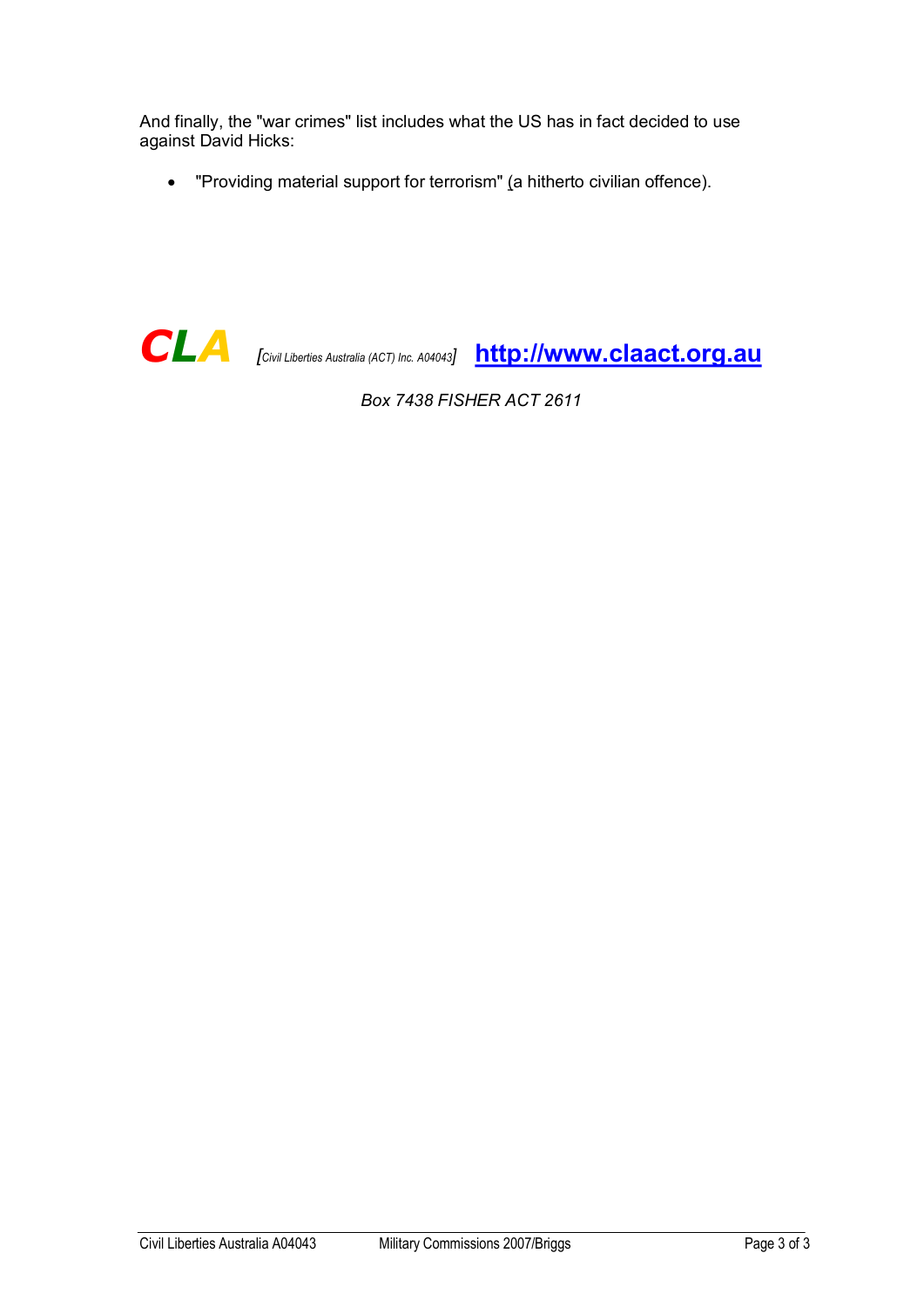And finally, the "war crimes" list includes what the US has in fact decided to use against David Hicks:

- "Providing material support for terrorism" (a hitherto civilian offence).

**CLA** *[Civil Liberties Australia (ACT) Inc. A04043]* **http://www.claact.org.au**

*Box 7438 FISHER ACT 2611*